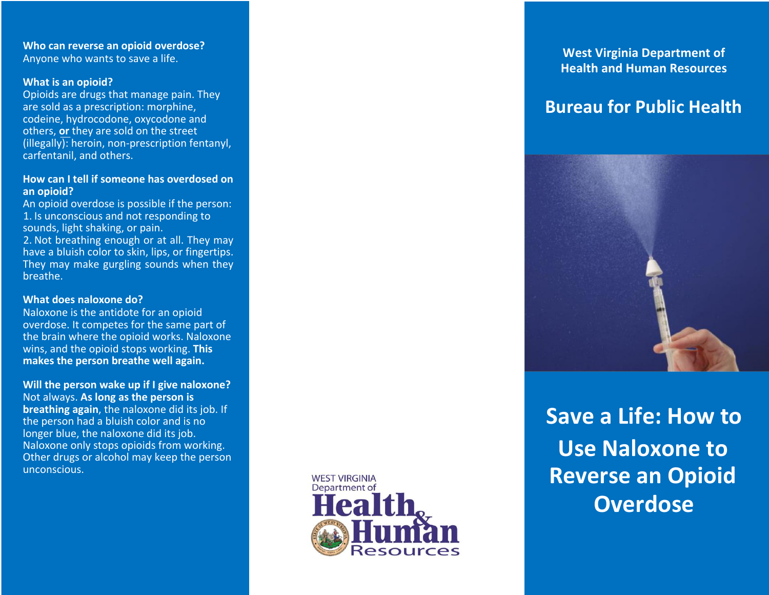**Who can reverse an opioid overdose?**
Anyone who wants to save a life.

**What is an opioid?**
Opioids are drugs that manage pain. They are sold as a prescription: morphine, codeine, hydrocodone, oxycodone and others, **or** they are sold on the street (illegally): heroin, non-prescription fentanyl, carfentanil, and others.

**How can I tell if someone has overdosed on an opioid?**
An opioid overdose is possible if the person:
1. Is unconscious and not responding to sounds, light shaking, or pain.
2. Not breathing enough or at all. They may have a bluish color to skin, lips, or fingertips. They may make gurgling sounds when they breathe.

**What does naloxone do?**
Naloxone is the antidote for an opioid overdose. It competes for the same part of the brain where the opioid works. Naloxone wins, and the opioid stops working. **This makes the person breathe well again.**

**Will the person wake up if I give naloxone?**
Not always. **As long as the person is breathing again**, the naloxone did its job. If the person had a bluish color and is no longer blue, the naloxone did its job. Naloxone only stops opioids from working. Other drugs or alcohol may keep the person unconscious.

WEST VIRGINIA
Department of
Health & Human Resources

**West Virginia Department of Health and Human Resources**

## Bureau for Public Health

# Save a Life: How to Use Naloxone to Reverse an Opioid Overdose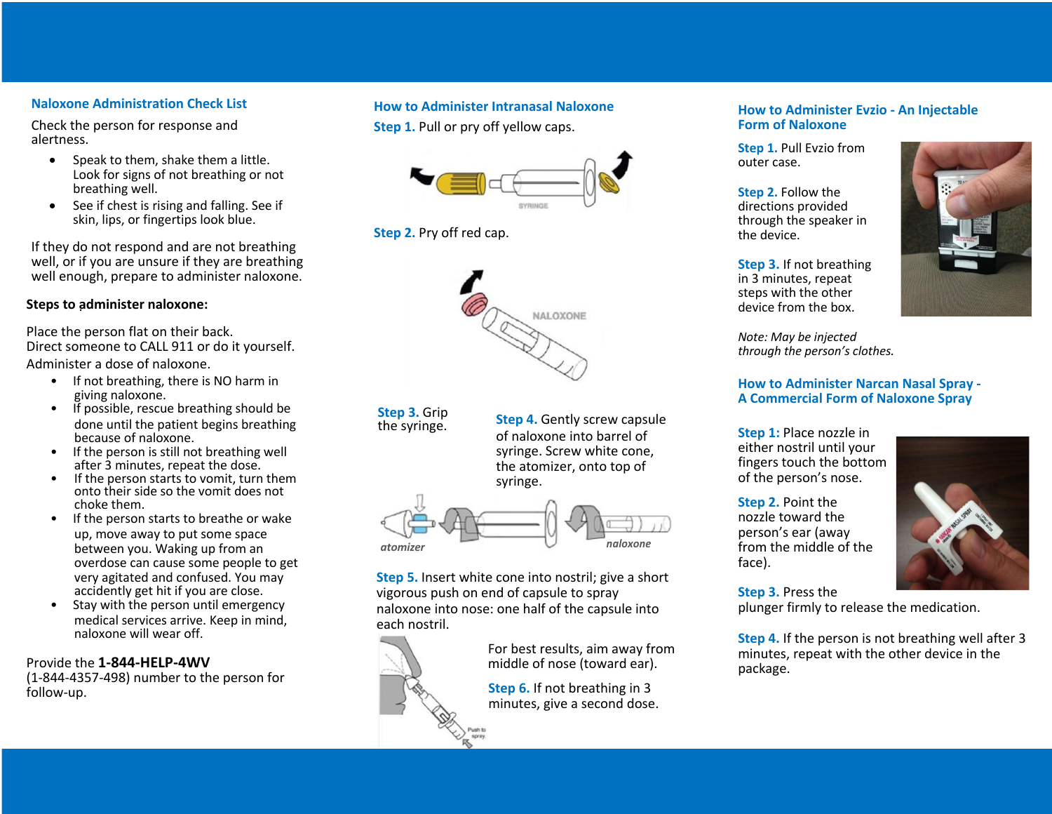## Naloxone Administration Check List

Check the person for response and alertness.

- Speak to them, shake them a little. Look for signs of not breathing or not breathing well.
- See if chest is rising and falling. See if skin, lips, or fingertips look blue.

If they do not respond and are not breathing well, or if you are unsure if they are breathing well enough, prepare to administer naloxone.

**Steps to administer naloxone:**

Place the person flat on their back.
Direct someone to CALL 911 or do it yourself.
Administer a dose of naloxone.

- If not breathing, there is NO harm in giving naloxone.
- If possible, rescue breathing should be done until the patient begins breathing because of naloxone.
- If the person is still not breathing well after 3 minutes, repeat the dose.
- If the person starts to vomit, turn them onto their side so the vomit does not choke them.
- If the person starts to breathe or wake up, move away to put some space between you. Waking up from an overdose can cause some people to get very agitated and confused. You may accidently get hit if you are close.
- Stay with the person until emergency medical services arrive. Keep in mind, naloxone will wear off.

Provide the **1-844-HELP-4WV** (1-844-4357-498) number to the person for follow-up.

## How to Administer Intranasal Naloxone

**Step 1.** Pull or pry off yellow caps.

SYRINGE

**Step 2.** Pry off red cap.

NALOXONE

**Step 3.** Grip the syringe.

**Step 4.** Gently screw capsule of naloxone into barrel of syringe. Screw white cone, the atomizer, onto top of syringe.

*atomizer*

*naloxone*

**Step 5.** Insert white cone into nostril; give a short vigorous push on end of capsule to spray naloxone into nose: one half of the capsule into each nostril.

Push to spray.

For best results, aim away from middle of nose (toward ear).

**Step 6.** If not breathing in 3 minutes, give a second dose.

## How to Administer Evzio - An Injectable Form of Naloxone

**Step 1.** Pull Evzio from outer case.

**Step 2.** Follow the directions provided through the speaker in the device.

**Step 3.** If not breathing in 3 minutes, repeat steps with the other device from the box.

*Note: May be injected through the person's clothes.*

## How to Administer Narcan Nasal Spray - A Commercial Form of Naloxone Spray

**Step 1:** Place nozzle in either nostril until your fingers touch the bottom of the person's nose.

**Step 2.** Point the nozzle toward the person's ear (away from the middle of the face).

**Step 3.** Press the plunger firmly to release the medication.

**Step 4.** If the person is not breathing well after 3 minutes, repeat with the other device in the package.